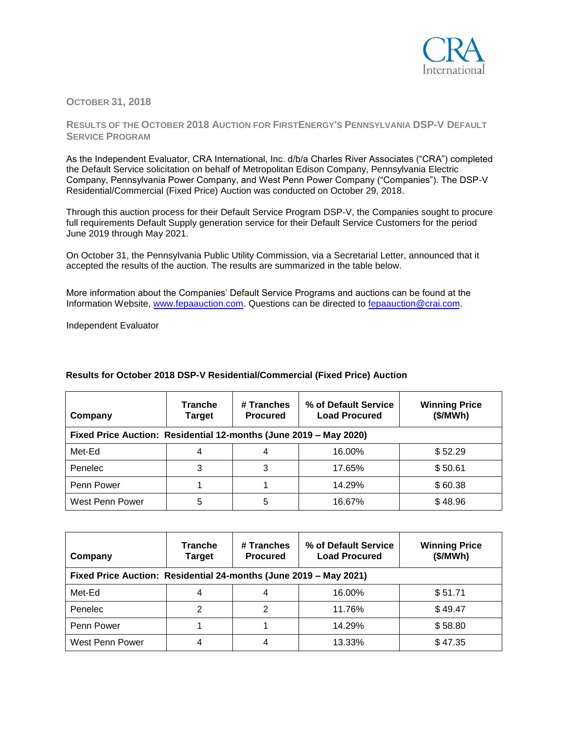CRA International

OCTOBER 31, 2018

## RESULTS OF THE OCTOBER 2018 AUCTION FOR FIRSTENERGY'S PENNSYLVANIA DSP-V DEFAULT SERVICE PROGRAM

As the Independent Evaluator, CRA International, Inc. d/b/a Charles River Associates ("CRA") completed the Default Service solicitation on behalf of Metropolitan Edison Company, Pennsylvania Electric Company, Pennsylvania Power Company, and West Penn Power Company ("Companies"). The DSP-V Residential/Commercial (Fixed Price) Auction was conducted on October 29, 2018.

Through this auction process for their Default Service Program DSP-V, the Companies sought to procure full requirements Default Supply generation service for their Default Service Customers for the period June 2019 through May 2021.

On October 31, the Pennsylvania Public Utility Commission, via a Secretarial Letter, announced that it accepted the results of the auction. The results are summarized in the table below.

More information about the Companies' Default Service Programs and auctions can be found at the Information Website, www.fepaauction.com. Questions can be directed to fepaauction@crai.com.

Independent Evaluator

**Results for October 2018 DSP-V Residential/Commercial (Fixed Price) Auction**

| Company | Tranche Target | # Tranches Procured | % of Default Service Load Procured | Winning Price ($/MWh) |
|---|---|---|---|---|
| **Fixed Price Auction: Residential 12-months (June 2019 – May 2020)** | | | | |
| Met-Ed | 4 | 4 | 16.00% | $ 52.29 |
| Penelec | 3 | 3 | 17.65% | $ 50.61 |
| Penn Power | 1 | 1 | 14.29% | $ 60.38 |
| West Penn Power | 5 | 5 | 16.67% | $ 48.96 |

| Company | Tranche Target | # Tranches Procured | % of Default Service Load Procured | Winning Price ($/MWh) |
|---|---|---|---|---|
| **Fixed Price Auction: Residential 24-months (June 2019 – May 2021)** | | | | |
| Met-Ed | 4 | 4 | 16.00% | $ 51.71 |
| Penelec | 2 | 2 | 11.76% | $ 49.47 |
| Penn Power | 1 | 1 | 14.29% | $ 58.80 |
| West Penn Power | 4 | 4 | 13.33% | $ 47.35 |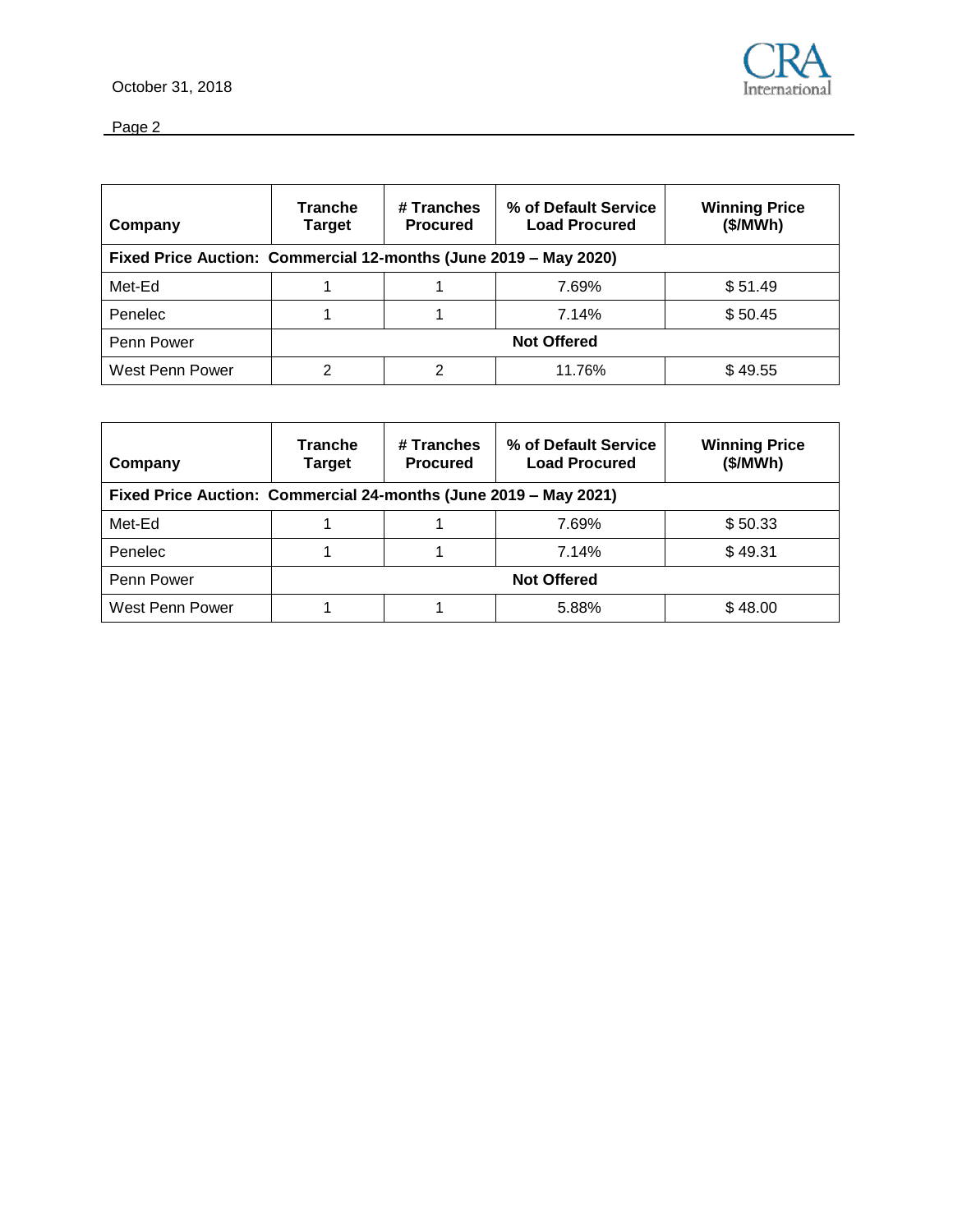| Company | Tranche Target | # Tranches Procured | % of Default Service Load Procured | Winning Price ($/MWh) |
|---|---|---|---|---|
| **Fixed Price Auction: Commercial 12-months (June 2019 – May 2020)** | | | | |
| Met-Ed | 1 | 1 | 7.69% | $ 51.49 |
| Penelec | 1 | 1 | 7.14% | $ 50.45 |
| Penn Power | **Not Offered** | | | |
| West Penn Power | 2 | 2 | 11.76% | $ 49.55 |

| Company | Tranche Target | # Tranches Procured | % of Default Service Load Procured | Winning Price ($/MWh) |
|---|---|---|---|---|
| **Fixed Price Auction: Commercial 24-months (June 2019 – May 2021)** | | | | |
| Met-Ed | 1 | 1 | 7.69% | $ 50.33 |
| Penelec | 1 | 1 | 7.14% | $ 49.31 |
| Penn Power | **Not Offered** | | | |
| West Penn Power | 1 | 1 | 5.88% | $ 48.00 |